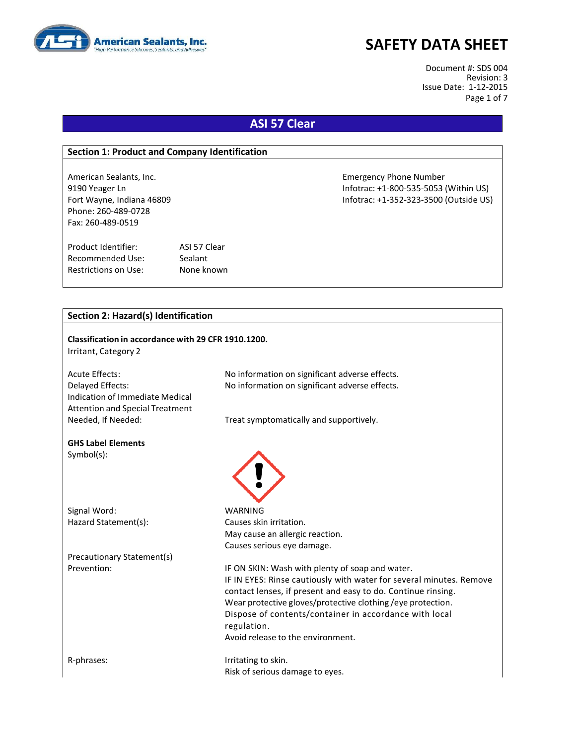American Sealants, Inc.
"High Performance Silicones, Sealants, and Adhesives"

# SAFETY DATA SHEET

Document #: SDS 004
Revision: 3
Issue Date: 1-12-2015

## ASI 57 Clear

### Section 1: Product and Company Identification

American Sealants, Inc.
9190 Yeager Ln
Fort Wayne, Indiana 46809
Phone: 260-489-0728
Fax: 260-489-0519

Emergency Phone Number
Infotrac: +1-800-535-5053 (Within US)
Infotrac: +1-352-323-3500 (Outside US)

| | |
|---|---|
| Product Identifier: | ASI 57 Clear |
| Recommended Use: | Sealant |
| Restrictions on Use: | None known |

### Section 2: Hazard(s) Identification

**Classification in accordance with 29 CFR 1910.1200.**
Irritant, Category 2

| | |
|---|---|
| Acute Effects: | No information on significant adverse effects. |
| Delayed Effects: | No information on significant adverse effects. |
| Indication of Immediate Medical Attention and Special Treatment Needed, If Needed: | Treat symptomatically and supportively. |

**GHS Label Elements**

Symbol(s):

Signal Word: WARNING

Hazard Statement(s):
Causes skin irritation.
May cause an allergic reaction.
Causes serious eye damage.

Precautionary Statement(s)

Prevention:
IF ON SKIN: Wash with plenty of soap and water.
IF IN EYES: Rinse cautiously with water for several minutes. Remove contact lenses, if present and easy to do. Continue rinsing.
Wear protective gloves/protective clothing /eye protection.
Dispose of contents/container in accordance with local regulation.
Avoid release to the environment.

R-phrases:
Irritating to skin.
Risk of serious damage to eyes.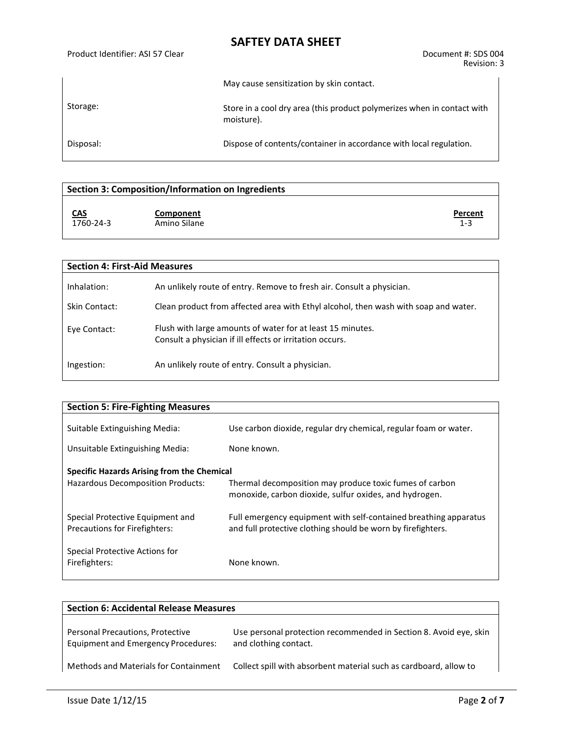| | |
|---|---|
| | May cause sensitization by skin contact. |
| Storage: | Store in a cool dry area (this product polymerizes when in contact with moisture). |
| Disposal: | Dispose of contents/container in accordance with local regulation. |

## Section 3: Composition/Information on Ingredients

| CAS | Component | Percent |
|---|---|---|
| 1760-24-3 | Amino Silane | 1-3 |

## Section 4: First-Aid Measures

| | |
|---|---|
| Inhalation: | An unlikely route of entry. Remove to fresh air. Consult a physician. |
| Skin Contact: | Clean product from affected area with Ethyl alcohol, then wash with soap and water. |
| Eye Contact: | Flush with large amounts of water for at least 15 minutes. Consult a physician if ill effects or irritation occurs. |
| Ingestion: | An unlikely route of entry. Consult a physician. |

## Section 5: Fire-Fighting Measures

| | |
|---|---|
| Suitable Extinguishing Media: | Use carbon dioxide, regular dry chemical, regular foam or water. |
| Unsuitable Extinguishing Media: | None known. |

**Specific Hazards Arising from the Chemical**

| | |
|---|---|
| Hazardous Decomposition Products: | Thermal decomposition may produce toxic fumes of carbon monoxide, carbon dioxide, sulfur oxides, and hydrogen. |
| Special Protective Equipment and Precautions for Firefighters: | Full emergency equipment with self-contained breathing apparatus and full protective clothing should be worn by firefighters. |
| Special Protective Actions for Firefighters: | None known. |

## Section 6: Accidental Release Measures

| | |
|---|---|
| Personal Precautions, Protective Equipment and Emergency Procedures: | Use personal protection recommended in Section 8. Avoid eye, skin and clothing contact. |
| Methods and Materials for Containment | Collect spill with absorbent material such as cardboard, allow to |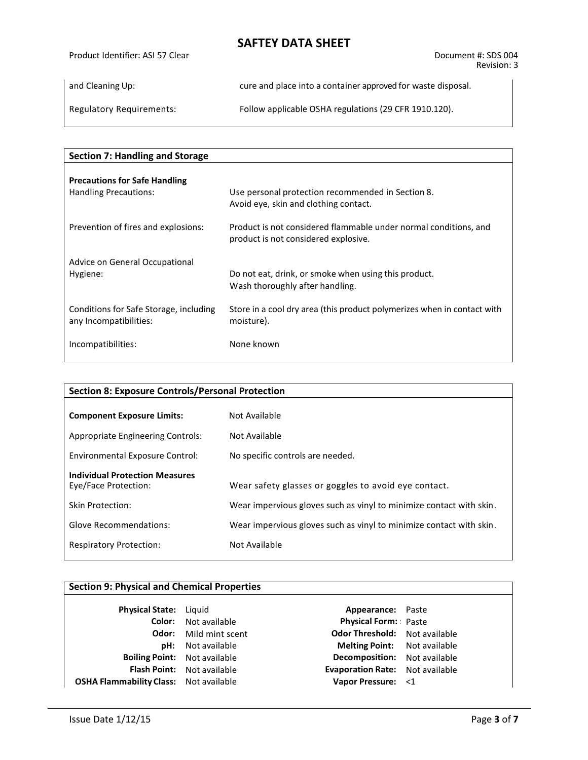| | |
|---|---|
| and Cleaning Up: | cure and place into a container approved for waste disposal. |
| Regulatory Requirements: | Follow applicable OSHA regulations (29 CFR 1910.120). |

## Section 7: Handling and Storage

**Precautions for Safe Handling**

| | |
|---|---|
| Handling Precautions: | Use personal protection recommended in Section 8. Avoid eye, skin and clothing contact. |
| Prevention of fires and explosions: | Product is not considered flammable under normal conditions, and product is not considered explosive. |
| Advice on General Occupational Hygiene: | Do not eat, drink, or smoke when using this product. Wash thoroughly after handling. |
| Conditions for Safe Storage, including any Incompatibilities: | Store in a cool dry area (this product polymerizes when in contact with moisture). |
| Incompatibilities: | None known |

## Section 8: Exposure Controls/Personal Protection

| | |
|---|---|
| **Component Exposure Limits:** | Not Available |
| Appropriate Engineering Controls: | Not Available |
| Environmental Exposure Control: | No specific controls are needed. |

**Individual Protection Measures**

| | |
|---|---|
| Eye/Face Protection: | Wear safety glasses or goggles to avoid eye contact. |
| Skin Protection: | Wear impervious gloves such as vinyl to minimize contact with skin. |
| Glove Recommendations: | Wear impervious gloves such as vinyl to minimize contact with skin. |
| Respiratory Protection: | Not Available |

## Section 9: Physical and Chemical Properties

| | | | |
|---|---|---|---|
| **Physical State:** | Liquid | **Appearance:** | Paste |
| **Color:** | Not available | **Physical Form:** | Paste |
| **Odor:** | Mild mint scent | **Odor Threshold:** | Not available |
| **pH:** | Not available | **Melting Point:** | Not available |
| **Boiling Point:** | Not available | **Decomposition:** | Not available |
| **Flash Point:** | Not available | **Evaporation Rate:** | Not available |
| **OSHA Flammability Class:** | Not available | **Vapor Pressure:** | <1 |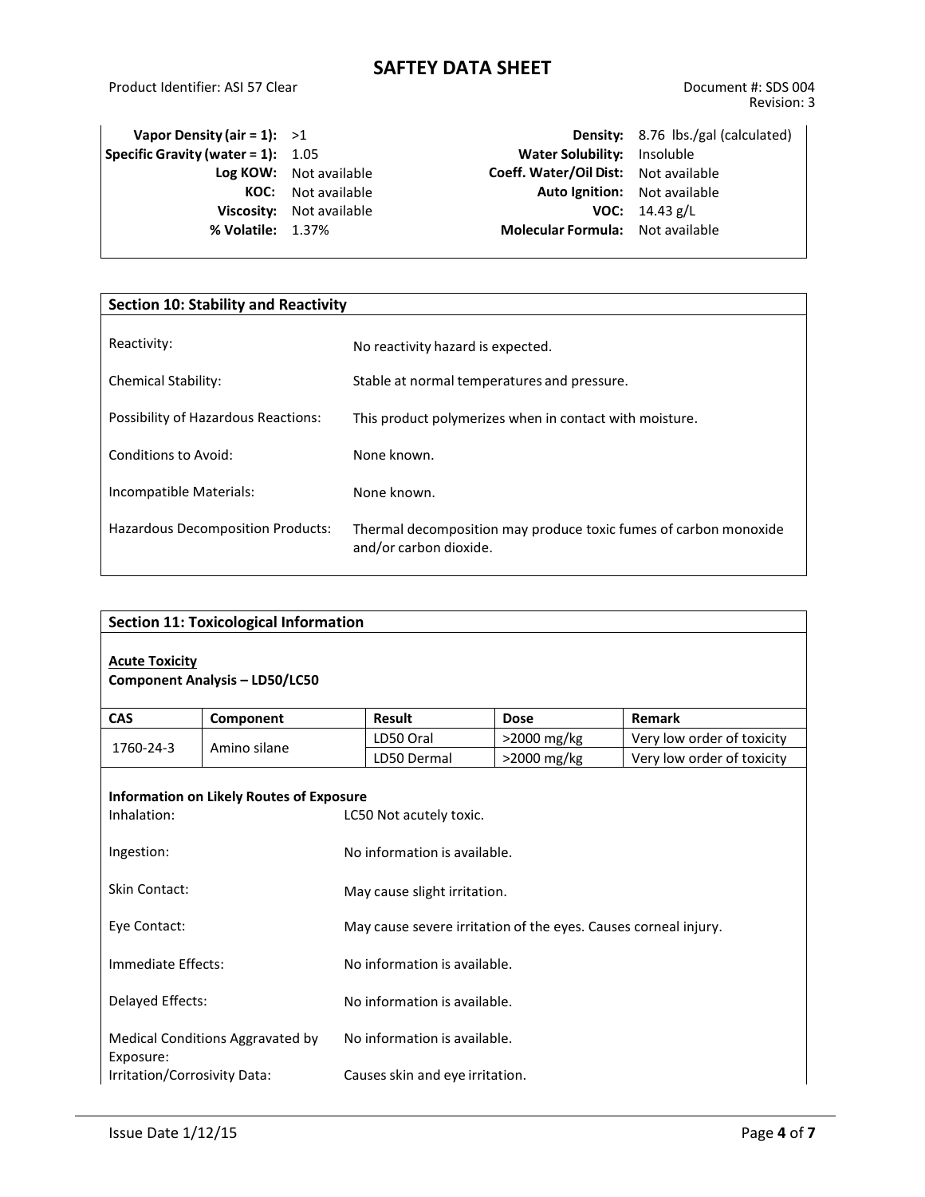| | | | |
|---|---|---|---|
| **Vapor Density (air = 1):** | >1 | **Density:** | 8.76 lbs./gal (calculated) |
| **Specific Gravity (water = 1):** | 1.05 | **Water Solubility:** | Insoluble |
| **Log KOW:** | Not available | **Coeff. Water/Oil Dist:** | Not available |
| **KOC:** | Not available | **Auto Ignition:** | Not available |
| **Viscosity:** | Not available | **VOC:** | 14.43 g/L |
| **% Volatile:** | 1.37% | **Molecular Formula:** | Not available |

## Section 10: Stability and Reactivity

| | |
|---|---|
| Reactivity: | No reactivity hazard is expected. |
| Chemical Stability: | Stable at normal temperatures and pressure. |
| Possibility of Hazardous Reactions: | This product polymerizes when in contact with moisture. |
| Conditions to Avoid: | None known. |
| Incompatible Materials: | None known. |
| Hazardous Decomposition Products: | Thermal decomposition may produce toxic fumes of carbon monoxide and/or carbon dioxide. |

## Section 11: Toxicological Information

**Acute Toxicity**

**Component Analysis – LD50/LC50**

| CAS | Component | Result | Dose | Remark |
|---|---|---|---|---|
| 1760-24-3 | Amino silane | LD50 Oral | >2000 mg/kg | Very low order of toxicity |
| | | LD50 Dermal | >2000 mg/kg | Very low order of toxicity |

**Information on Likely Routes of Exposure**

| | |
|---|---|
| Inhalation: | LC50 Not acutely toxic. |
| Ingestion: | No information is available. |
| Skin Contact: | May cause slight irritation. |
| Eye Contact: | May cause severe irritation of the eyes. Causes corneal injury. |
| Immediate Effects: | No information is available. |
| Delayed Effects: | No information is available. |
| Medical Conditions Aggravated by Exposure: | No information is available. |
| Irritation/Corrosivity Data: | Causes skin and eye irritation. |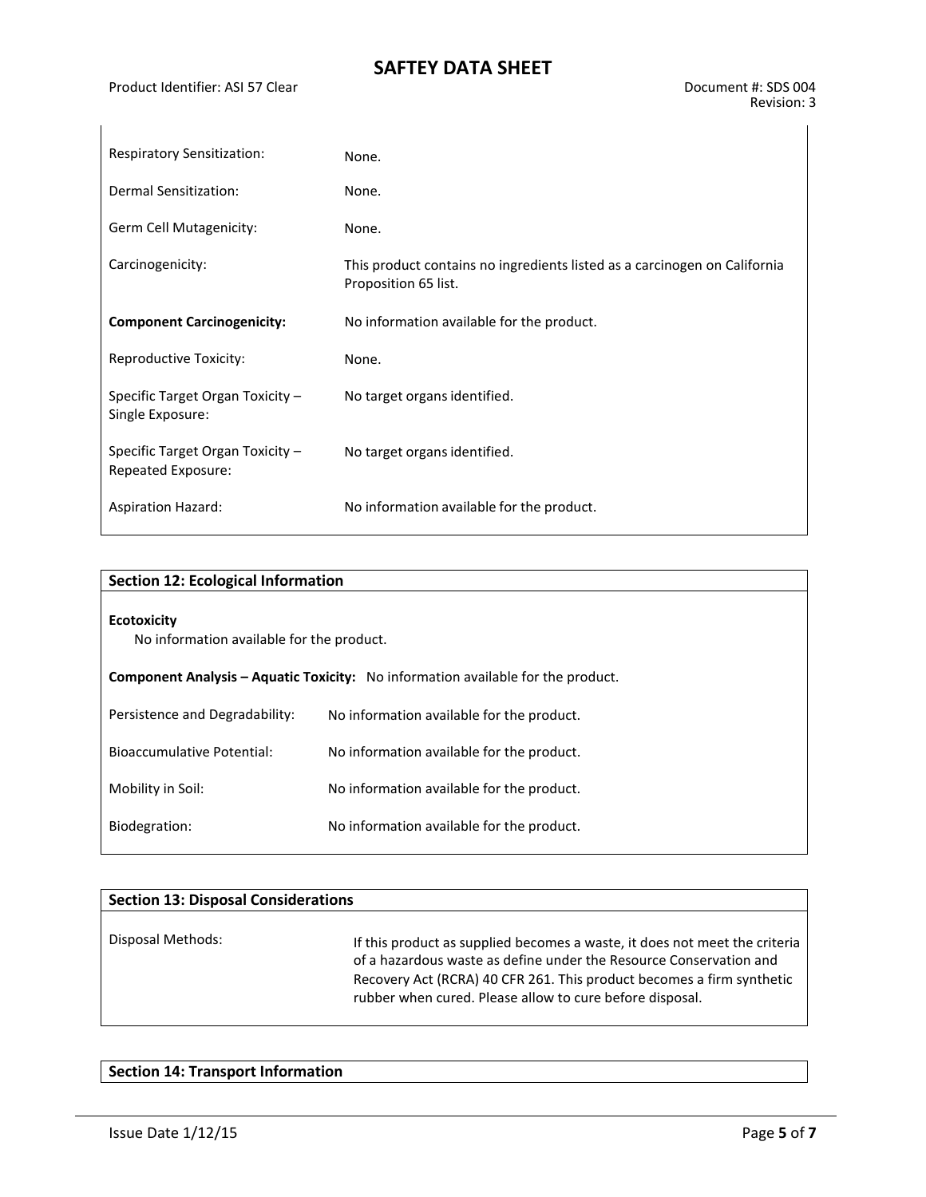| | |
|---|---|
| Respiratory Sensitization: | None. |
| Dermal Sensitization: | None. |
| Germ Cell Mutagenicity: | None. |
| Carcinogenicity: | This product contains no ingredients listed as a carcinogen on California Proposition 65 list. |
| **Component Carcinogenicity:** | No information available for the product. |
| Reproductive Toxicity: | None. |
| Specific Target Organ Toxicity – Single Exposure: | No target organs identified. |
| Specific Target Organ Toxicity – Repeated Exposure: | No target organs identified. |
| Aspiration Hazard: | No information available for the product. |

## Section 12: Ecological Information

**Ecotoxicity**

No information available for the product.

**Component Analysis – Aquatic Toxicity:** No information available for the product.

| | |
|---|---|
| Persistence and Degradability: | No information available for the product. |
| Bioaccumulative Potential: | No information available for the product. |
| Mobility in Soil: | No information available for the product. |
| Biodegration: | No information available for the product. |

## Section 13: Disposal Considerations

| | |
|---|---|
| Disposal Methods: | If this product as supplied becomes a waste, it does not meet the criteria of a hazardous waste as define under the Resource Conservation and Recovery Act (RCRA) 40 CFR 261. This product becomes a firm synthetic rubber when cured. Please allow to cure before disposal. |

## Section 14: Transport Information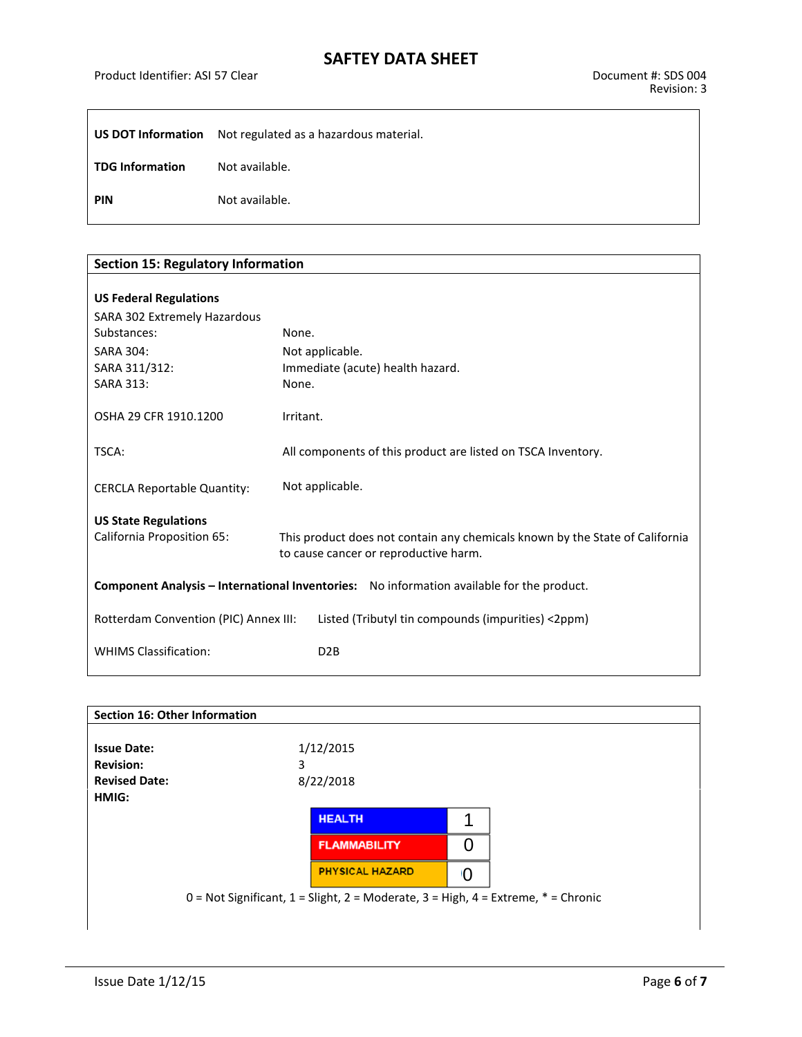| | |
|---|---|
| **US DOT Information** | Not regulated as a hazardous material. |
| **TDG Information** | Not available. |
| **PIN** | Not available. |

## Section 15: Regulatory Information

**US Federal Regulations**

| | |
|---|---|
| SARA 302 Extremely Hazardous Substances: | None. |
| SARA 304: | Not applicable. |
| SARA 311/312: | Immediate (acute) health hazard. |
| SARA 313: | None. |
| OSHA 29 CFR 1910.1200 | Irritant. |
| TSCA: | All components of this product are listed on TSCA Inventory. |
| CERCLA Reportable Quantity: | Not applicable. |

**US State Regulations**

California Proposition 65: This product does not contain any chemicals known by the State of California to cause cancer or reproductive harm.

**Component Analysis – International Inventories:** No information available for the product.

Rotterdam Convention (PIC) Annex III: Listed (Tributyl tin compounds (impurities) <2ppm)

WHIMS Classification: D2B

## Section 16: Other Information

**Issue Date:** 1/12/2015
**Revision:** 3
**Revised Date:** 8/22/2018
**HMIG:**

| | |
|---|---|
| HEALTH | 1 |
| FLAMMABILITY | 0 |
| PHYSICAL HAZARD | 0 |

0 = Not Significant, 1 = Slight, 2 = Moderate, 3 = High, 4 = Extreme, * = Chronic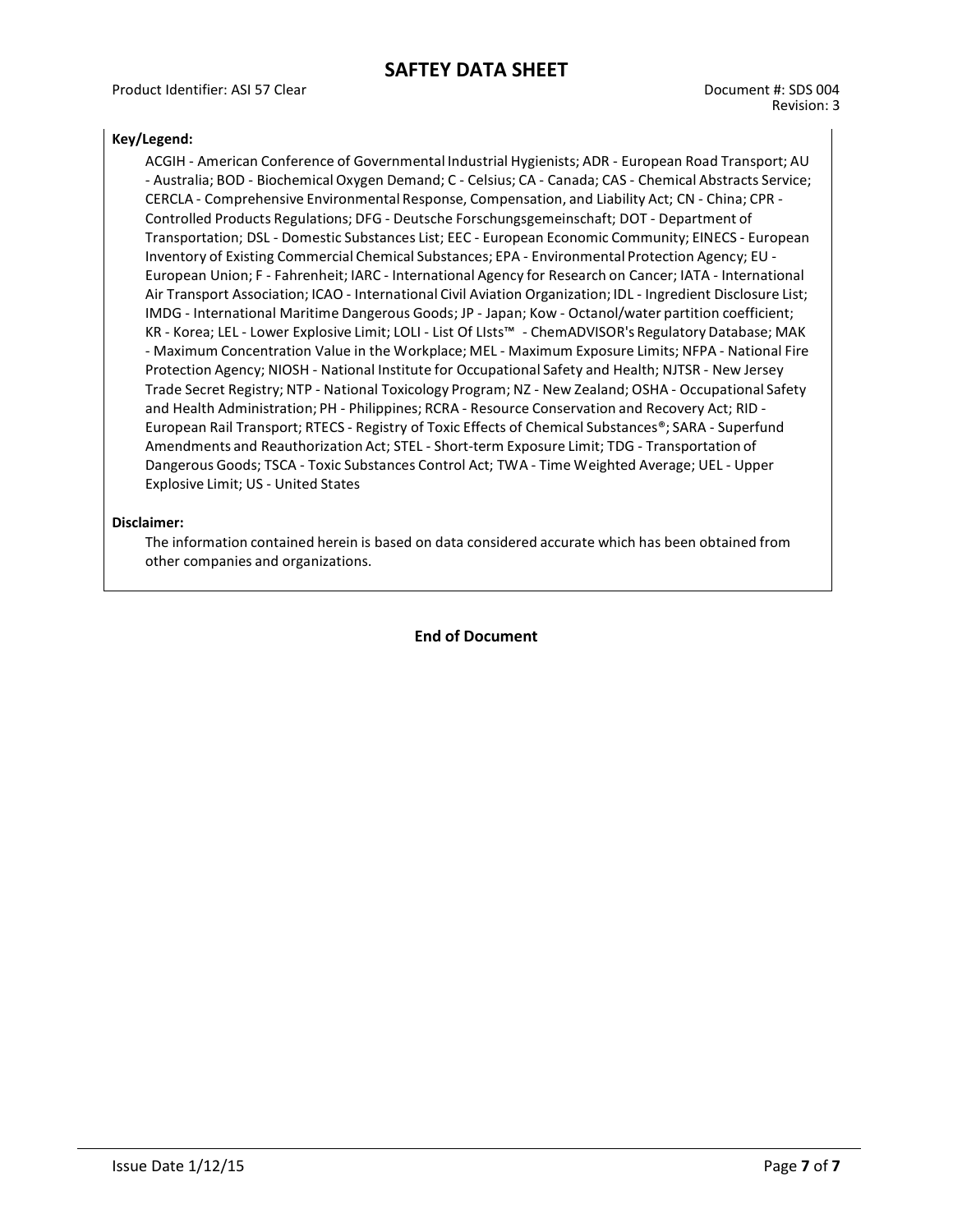**Key/Legend:**

ACGIH - American Conference of Governmental Industrial Hygienists; ADR - European Road Transport; AU - Australia; BOD - Biochemical Oxygen Demand; C - Celsius; CA - Canada; CAS - Chemical Abstracts Service; CERCLA - Comprehensive Environmental Response, Compensation, and Liability Act; CN - China; CPR - Controlled Products Regulations; DFG - Deutsche Forschungsgemeinschaft; DOT - Department of Transportation; DSL - Domestic Substances List; EEC - European Economic Community; EINECS - European Inventory of Existing Commercial Chemical Substances; EPA - Environmental Protection Agency; EU - European Union; F - Fahrenheit; IARC - International Agency for Research on Cancer; IATA - International Air Transport Association; ICAO - International Civil Aviation Organization; IDL - Ingredient Disclosure List; IMDG - International Maritime Dangerous Goods; JP - Japan; Kow - Octanol/water partition coefficient; KR - Korea; LEL - Lower Explosive Limit; LOLI - List Of LIsts™ - ChemADVISOR's Regulatory Database; MAK - Maximum Concentration Value in the Workplace; MEL - Maximum Exposure Limits; NFPA - National Fire Protection Agency; NIOSH - National Institute for Occupational Safety and Health; NJTSR - New Jersey Trade Secret Registry; NTP - National Toxicology Program; NZ - New Zealand; OSHA - Occupational Safety and Health Administration; PH - Philippines; RCRA - Resource Conservation and Recovery Act; RID - European Rail Transport; RTECS - Registry of Toxic Effects of Chemical Substances®; SARA - Superfund Amendments and Reauthorization Act; STEL - Short-term Exposure Limit; TDG - Transportation of Dangerous Goods; TSCA - Toxic Substances Control Act; TWA - Time Weighted Average; UEL - Upper Explosive Limit; US - United States

**Disclaimer:**

The information contained herein is based on data considered accurate which has been obtained from other companies and organizations.

**End of Document**